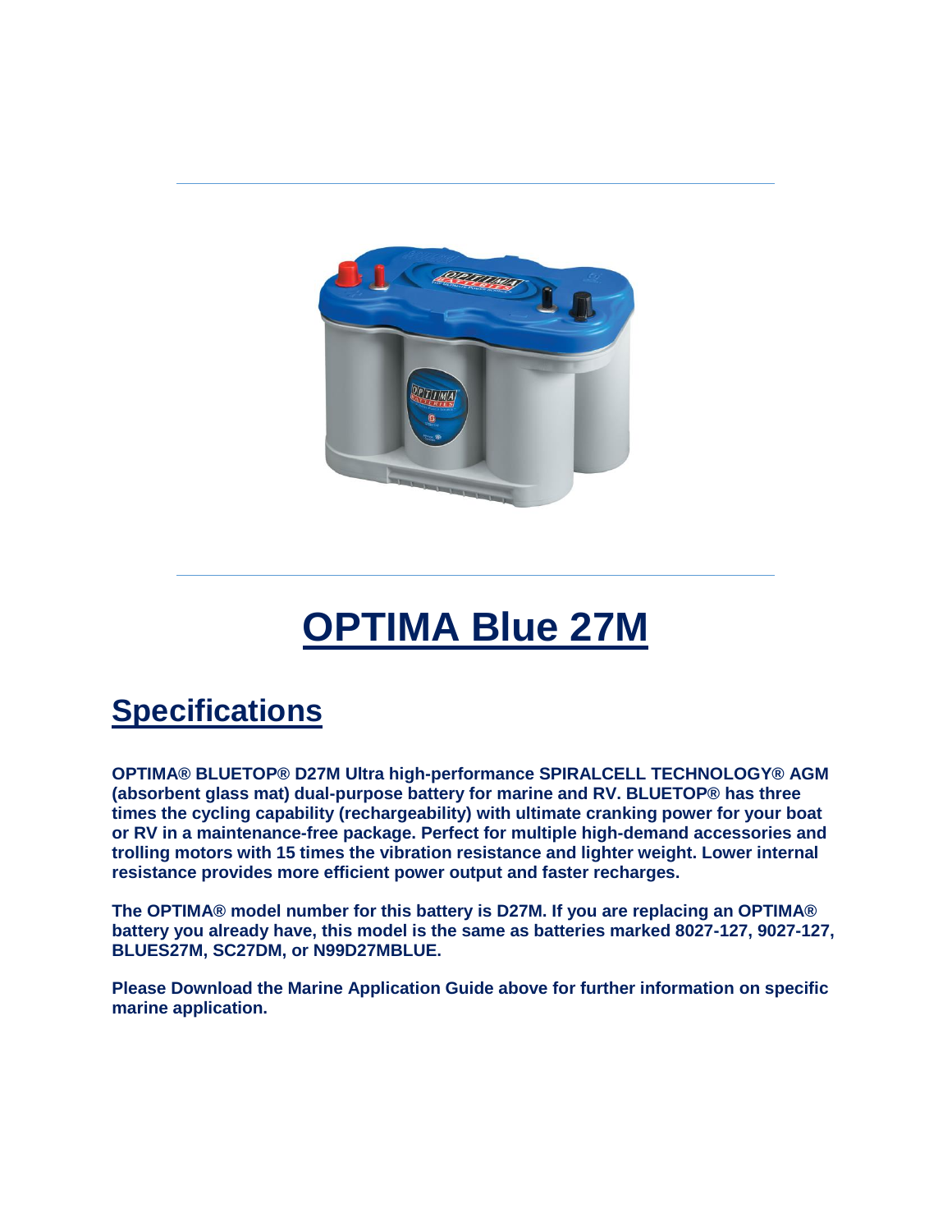# OPTIMA Blue 27M

## Specifications

**OPTIMA® BLUETOP® D27M Ultra high-performance SPIRALCELL TECHNOLOGY® AGM (absorbent glass mat) dual-purpose battery for marine and RV. BLUETOP® has three times the cycling capability (rechargeability) with ultimate cranking power for your boat or RV in a maintenance-free package. Perfect for multiple high-demand accessories and trolling motors with 15 times the vibration resistance and lighter weight. Lower internal resistance provides more efficient power output and faster recharges.**

**The OPTIMA® model number for this battery is D27M. If you are replacing an OPTIMA® battery you already have, this model is the same as batteries marked 8027-127, 9027-127, BLUES27M, SC27DM, or N99D27MBLUE.**

**Please Download the Marine Application Guide above for further information on specific marine application.**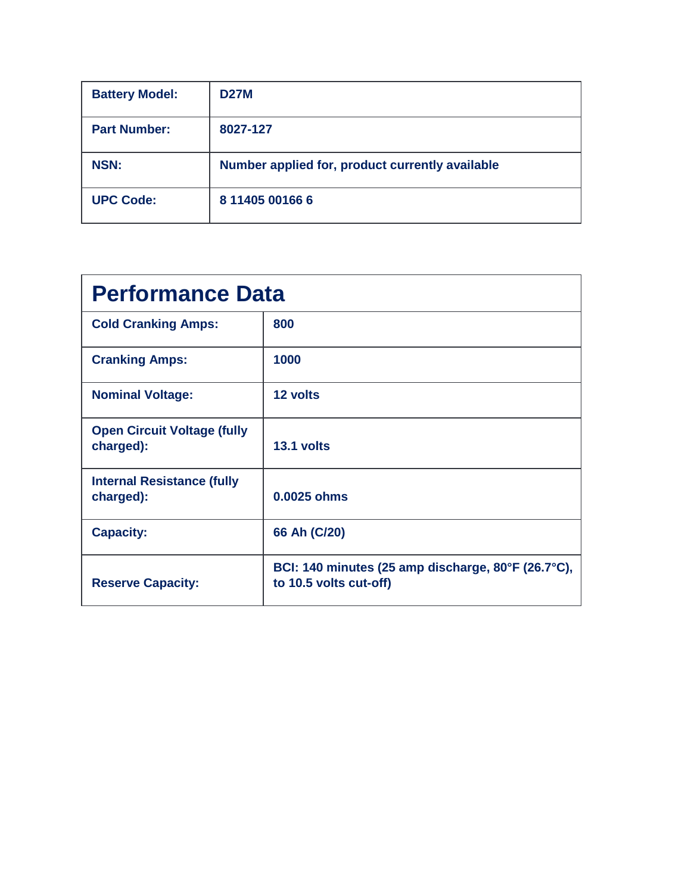| **Battery Model:** | **D27M** |
| --- | --- |
| **Part Number:** | **8027-127** |
| **NSN:** | **Number applied for, product currently available** |
| **UPC Code:** | **8 11405 00166 6** |

## Performance Data

| | |
| --- | --- |
| **Cold Cranking Amps:** | **800** |
| **Cranking Amps:** | **1000** |
| **Nominal Voltage:** | **12 volts** |
| **Open Circuit Voltage (fully charged):** | **13.1 volts** |
| **Internal Resistance (fully charged):** | **0.0025 ohms** |
| **Capacity:** | **66 Ah (C/20)** |
| **Reserve Capacity:** | **BCI: 140 minutes (25 amp discharge, 80°F (26.7°C), to 10.5 volts cut-off)** |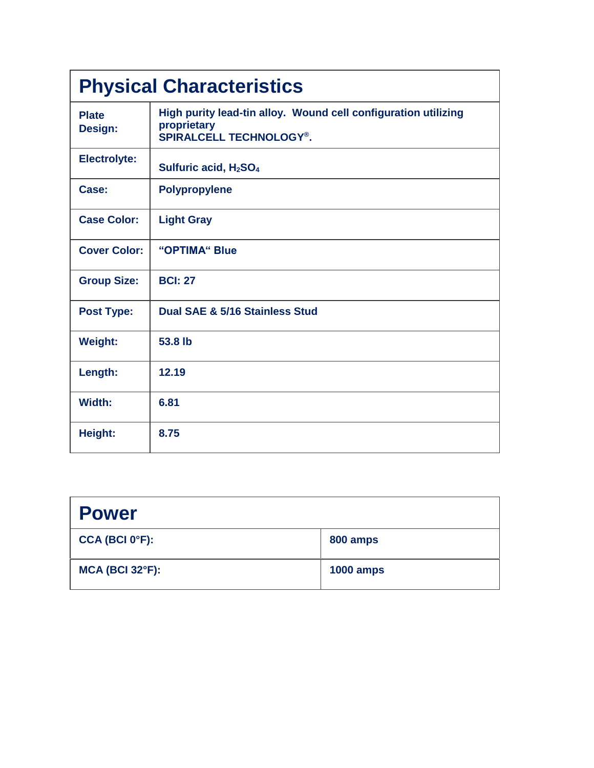| Physical Characteristics | |
|---|---|
| **Plate Design:** | **High purity lead-tin alloy. Wound cell configuration utilizing proprietary SPIRALCELL TECHNOLOGY®.** |
| **Electrolyte:** | **Sulfuric acid, $H_2SO_4$** |
| **Case:** | **Polypropylene** |
| **Case Color:** | **Light Gray** |
| **Cover Color:** | **"OPTIMA" Blue** |
| **Group Size:** | **BCI: 27** |
| **Post Type:** | **Dual SAE & 5/16 Stainless Stud** |
| **Weight:** | **53.8 lb** |
| **Length:** | **12.19** |
| **Width:** | **6.81** |
| **Height:** | **8.75** |

| Power | |
|---|---|
| **CCA (BCI 0°F):** | **800 amps** |
| **MCA (BCI 32°F):** | **1000 amps** |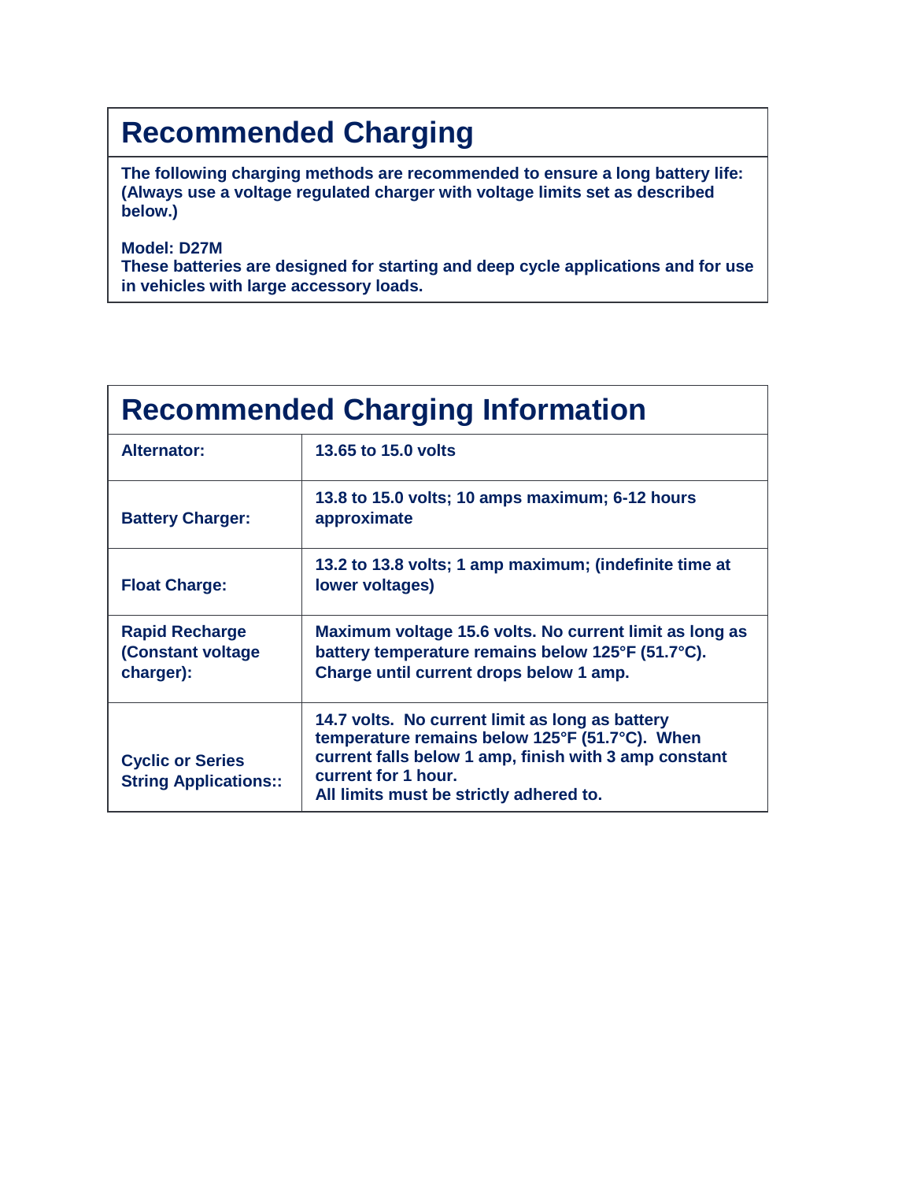# Recommended Charging

**The following charging methods are recommended to ensure a long battery life: (Always use a voltage regulated charger with voltage limits set as described below.)**

**Model: D27M**
**These batteries are designed for starting and deep cycle applications and for use in vehicles with large accessory loads.**

# Recommended Charging Information

| | |
|---|---|
| **Alternator:** | **13.65 to 15.0 volts** |
| **Battery Charger:** | **13.8 to 15.0 volts; 10 amps maximum; 6-12 hours approximate** |
| **Float Charge:** | **13.2 to 13.8 volts; 1 amp maximum; (indefinite time at lower voltages)** |
| **Rapid Recharge (Constant voltage charger):** | **Maximum voltage 15.6 volts. No current limit as long as battery temperature remains below 125°F (51.7°C). Charge until current drops below 1 amp.** |
| **Cyclic or Series String Applications::** | **14.7 volts. No current limit as long as battery temperature remains below 125°F (51.7°C). When current falls below 1 amp, finish with 3 amp constant current for 1 hour. All limits must be strictly adhered to.** |